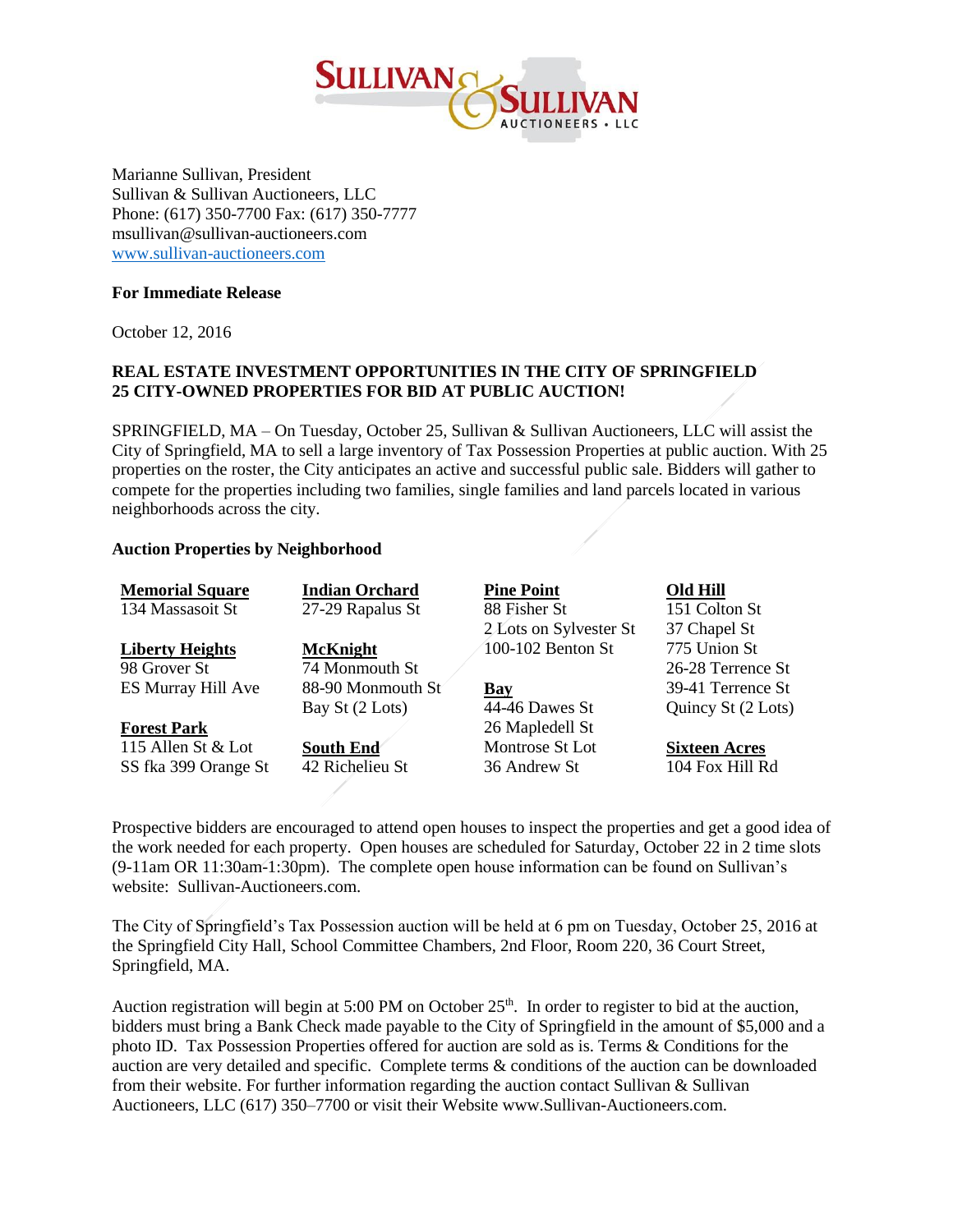Marianne Sullivan, President
Sullivan & Sullivan Auctioneers, LLC
Phone: (617) 350-7700 Fax: (617) 350-7777
msullivan@sullivan-auctioneers.com
www.sullivan-auctioneers.com

**For Immediate Release**

October 12, 2016

**REAL ESTATE INVESTMENT OPPORTUNITIES IN THE CITY OF SPRINGFIELD**
**25 CITY-OWNED PROPERTIES FOR BID AT PUBLIC AUCTION!**

SPRINGFIELD, MA – On Tuesday, October 25, Sullivan & Sullivan Auctioneers, LLC will assist the City of Springfield, MA to sell a large inventory of Tax Possession Properties at public auction. With 25 properties on the roster, the City anticipates an active and successful public sale. Bidders will gather to compete for the properties including two families, single families and land parcels located in various neighborhoods across the city.

**Auction Properties by Neighborhood**

**Memorial Square**
134 Massasoit St

**Liberty Heights**
98 Grover St
ES Murray Hill Ave

**Forest Park**
115 Allen St & Lot
SS fka 399 Orange St

**Indian Orchard**
27-29 Rapalus St

**McKnight**
74 Monmouth St
88-90 Monmouth St
Bay St (2 Lots)

**South End**
42 Richelieu St

**Pine Point**
88 Fisher St
2 Lots on Sylvester St
100-102 Benton St

**Bay**
44-46 Dawes St
26 Mapledell St
Montrose St Lot
36 Andrew St

**Old Hill**
151 Colton St
37 Chapel St
775 Union St
26-28 Terrence St
39-41 Terrence St
Quincy St (2 Lots)

**Sixteen Acres**
104 Fox Hill Rd

Prospective bidders are encouraged to attend open houses to inspect the properties and get a good idea of the work needed for each property. Open houses are scheduled for Saturday, October 22 in 2 time slots (9-11am OR 11:30am-1:30pm). The complete open house information can be found on Sullivan's website: Sullivan-Auctioneers.com.

The City of Springfield's Tax Possession auction will be held at 6 pm on Tuesday, October 25, 2016 at the Springfield City Hall, School Committee Chambers, 2nd Floor, Room 220, 36 Court Street, Springfield, MA.

Auction registration will begin at 5:00 PM on October 25th. In order to register to bid at the auction, bidders must bring a Bank Check made payable to the City of Springfield in the amount of $5,000 and a photo ID. Tax Possession Properties offered for auction are sold as is. Terms & Conditions for the auction are very detailed and specific. Complete terms & conditions of the auction can be downloaded from their website. For further information regarding the auction contact Sullivan & Sullivan Auctioneers, LLC (617) 350–7700 or visit their Website www.Sullivan-Auctioneers.com.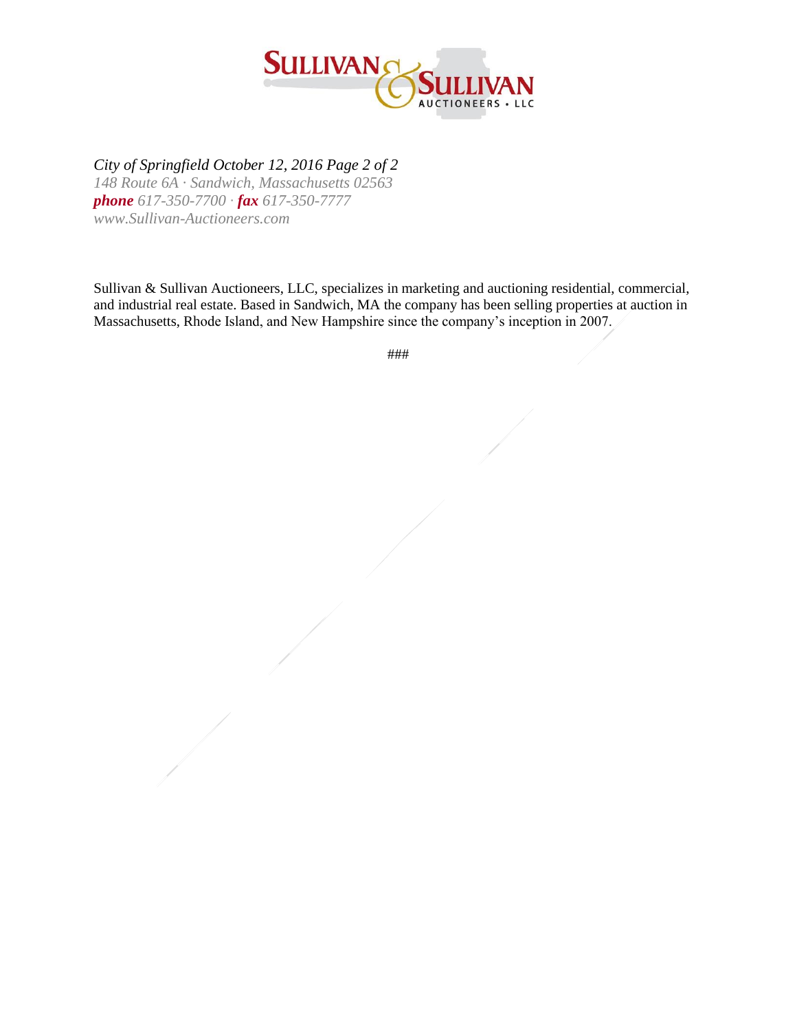Sullivan & Sullivan Auctioneers, LLC, specializes in marketing and auctioning residential, commercial, and industrial real estate. Based in Sandwich, MA the company has been selling properties at auction in Massachusetts, Rhode Island, and New Hampshire since the company's inception in 2007.

###